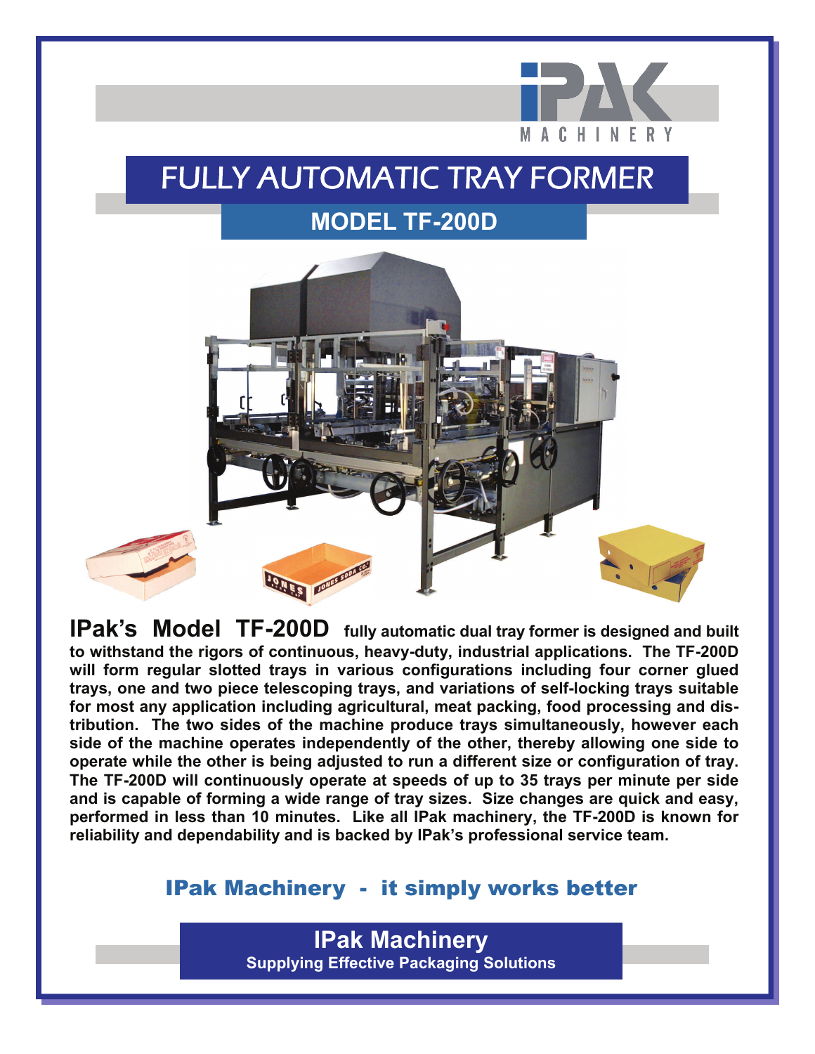# FULLY AUTOMATIC TRAY FORMER

## MODEL TF-200D

**IPak's Model TF-200D fully automatic dual tray former is designed and built to withstand the rigors of continuous, heavy-duty, industrial applications. The TF-200D will form regular slotted trays in various configurations including four corner glued trays, one and two piece telescoping trays, and variations of self-locking trays suitable for most any application including agricultural, meat packing, food processing and distribution. The two sides of the machine produce trays simultaneously, however each side of the machine operates independently of the other, thereby allowing one side to operate while the other is being adjusted to run a different size or configuration of tray. The TF-200D will continuously operate at speeds of up to 35 trays per minute per side and is capable of forming a wide range of tray sizes. Size changes are quick and easy, performed in less than 10 minutes. Like all IPak machinery, the TF-200D is known for reliability and dependability and is backed by IPak's professional service team.**

### IPak Machinery - it simply works better

**IPak Machinery**
**Supplying Effective Packaging Solutions**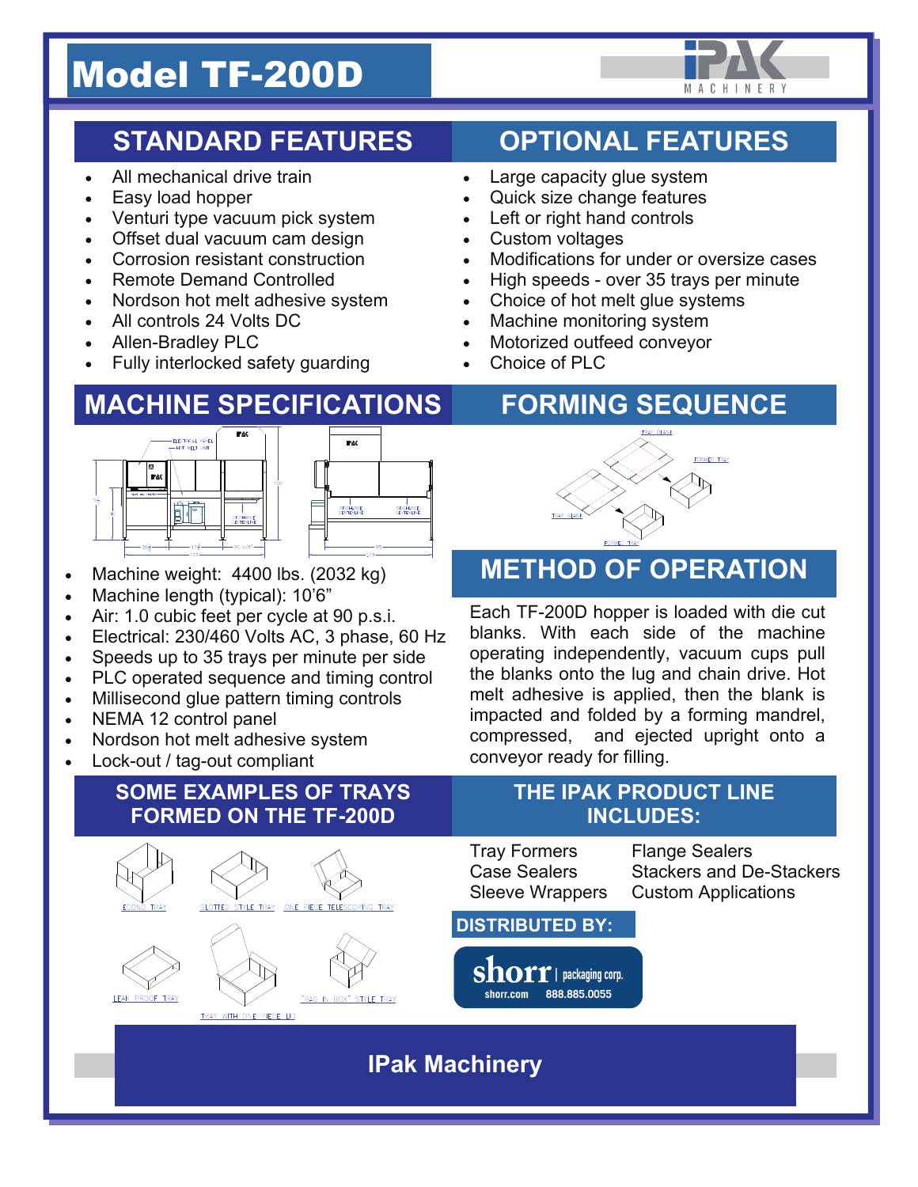# Model TF-200D

## STANDARD FEATURES

- All mechanical drive train
- Easy load hopper
- Venturi type vacuum pick system
- Offset dual vacuum cam design
- Corrosion resistant construction
- Remote Demand Controlled
- Nordson hot melt adhesive system
- All controls 24 Volts DC
- Allen-Bradley PLC
- Fully interlocked safety guarding

## OPTIONAL FEATURES

- Large capacity glue system
- Quick size change features
- Left or right hand controls
- Custom voltages
- Modifications for under or oversize cases
- High speeds - over 35 trays per minute
- Choice of hot melt glue systems
- Machine monitoring system
- Motorized outfeed conveyor
- Choice of PLC

## MACHINE SPECIFICATIONS

- Machine weight: 4400 lbs. (2032 kg)
- Machine length (typical): 10'6"
- Air: 1.0 cubic feet per cycle at 90 p.s.i.
- Electrical: 230/460 Volts AC, 3 phase, 60 Hz
- Speeds up to 35 trays per minute per side
- PLC operated sequence and timing control
- Millisecond glue pattern timing controls
- NEMA 12 control panel
- Nordson hot melt adhesive system
- Lock-out / tag-out compliant

## FORMING SEQUENCE

## METHOD OF OPERATION

Each TF-200D hopper is loaded with die cut blanks. With each side of the machine operating independently, vacuum cups pull the blanks onto the lug and chain drive. Hot melt adhesive is applied, then the blank is impacted and folded by a forming mandrel, compressed, and ejected upright onto a conveyor ready for filling.

## SOME EXAMPLES OF TRAYS FORMED ON THE TF-200D

ECONO TRAY
SLOTTED STYLE TRAY
ONE PIECE TELESCOPING TRAY
LEAK PROOF TRAY
TRAY WITH ONE PIECE LID
"BAG IN BOX" STYLE TRAY

## THE IPAK PRODUCT LINE INCLUDES:

- Tray Formers
- Case Sealers
- Sleeve Wrappers
- Flange Sealers
- Stackers and De-Stackers
- Custom Applications

**DISTRIBUTED BY:**

shorr | packaging corp.
shorr.com 888.885.0055

**IPak Machinery**